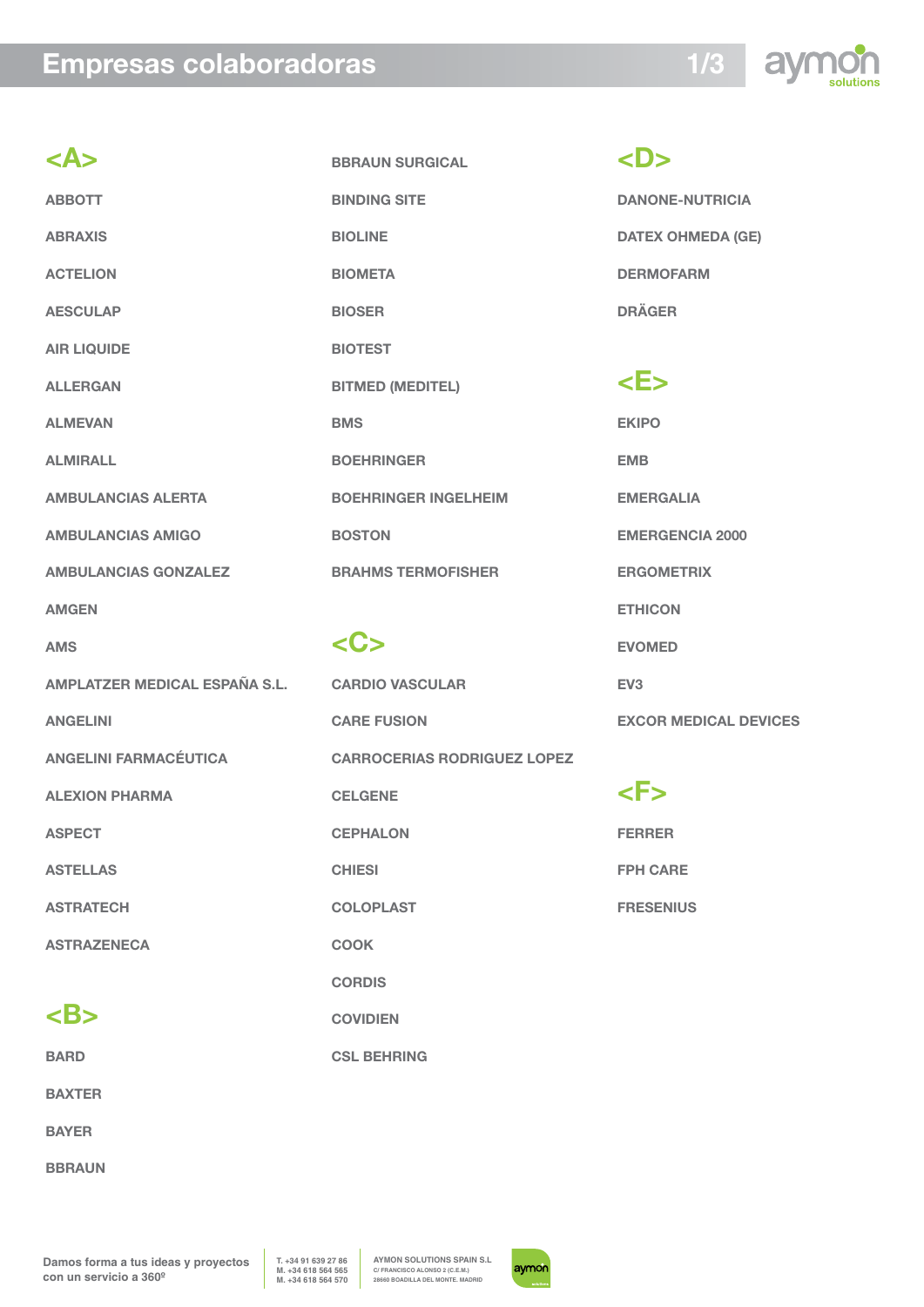# Empresas colaboradoras

## <A>

ABBOTT

ABRAXIS

ACTELION

AESCULAP

AIR LIQUIDE

ALLERGAN

ALMEVAN

ALMIRALL

AMBULANCIAS ALERTA

AMBULANCIAS AMIGO

AMBULANCIAS GONZALEZ

AMGEN

AMS

AMPLATZER MEDICAL ESPAÑA S.L.

ANGELINI

ANGELINI FARMACÉUTICA

ALEXION PHARMA

ASPECT

ASTELLAS

ASTRATECH

ASTRAZENECA

## <B>

BARD

BAXTER

BAYER

BBRAUN

BBRAUN SURGICAL

BINDING SITE

BIOLINE

BIOMETA

BIOSER

BIOTEST

BITMED (MEDITEL)

BMS

BOEHRINGER

BOEHRINGER INGELHEIM

BOSTON

BRAHMS TERMOFISHER

## <C>

CARDIO VASCULAR

CARE FUSION

CARROCERIAS RODRIGUEZ LOPEZ

CELGENE

CEPHALON

CHIESI

COLOPLAST

COOK

CORDIS

COVIDIEN

CSL BEHRING

## <D>

DANONE-NUTRICIA

DATEX OHMEDA (GE)

DERMOFARM

DRÄGER

## <E>

EKIPO

EMB

EMERGALIA

EMERGENCIA 2000

ERGOMETRIX

ETHICON

EVOMED

EV3

EXCOR MEDICAL DEVICES

## <F>

FERRER

FPH CARE

FRESENIUS

Damos forma a tus ideas y proyectos con un servicio a 360º

T. +34 91 639 27 86
M. +34 618 564 565
M. +34 618 564 570

AYMON SOLUTIONS SPAIN S.L
C/ FRANCISCO ALONSO 2 (C.E.M.)
28660 BOADILLA DEL MONTE. MADRID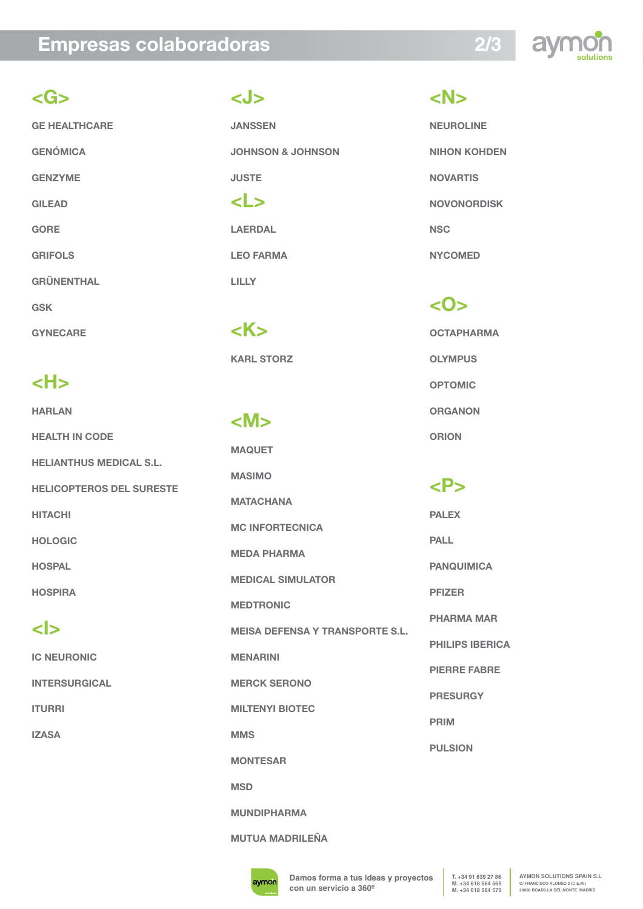# Empresas colaboradoras

## <G>

GE HEALTHCARE

GENÓMICA

GENZYME

GILEAD

GORE

GRIFOLS

GRÜNENTHAL

GSK

GYNECARE

## <H>

HARLAN

HEALTH IN CODE

HELIANTHUS MEDICAL S.L.

HELICOPTEROS DEL SURESTE

HITACHI

HOLOGIC

HOSPAL

HOSPIRA

## <I>

IC NEURONIC

INTERSURGICAL

ITURRI

IZASA

## <J>

JANSSEN

JOHNSON & JOHNSON

JUSTE

## <L>

LAERDAL

LEO FARMA

LILLY

## <K>

KARL STORZ

## <M>

MAQUET

MASIMO

MATACHANA

MC INFORTECNICA

MEDA PHARMA

MEDICAL SIMULATOR

MEDTRONIC

MEISA DEFENSA Y TRANSPORTE S.L.

MENARINI

MERCK SERONO

MILTENYI BIOTEC

MMS

MONTESAR

MSD

MUNDIPHARMA

MUTUA MADRILEÑA

## <N>

NEUROLINE

NIHON KOHDEN

NOVARTIS

NOVONORDISK

NSC

NYCOMED

## <O>

OCTAPHARMA

OLYMPUS

OPTOMIC

ORGANON

ORION

## <P>

PALEX

PALL

PANQUIMICA

PFIZER

PHARMA MAR

PHILIPS IBERICA

PIERRE FABRE

PRESURGY

PRIM

PULSION

Damos forma a tus ideas y proyectos con un servicio a 360º

T. +34 91 639 27 86
M. +34 618 564 565
M. +34 618 564 570

AYMON SOLUTIONS SPAIN S.L
C/ FRANCISCO ALONSO 2 (C.E.M.)
28660 BOADILLA DEL MONTE. MADRID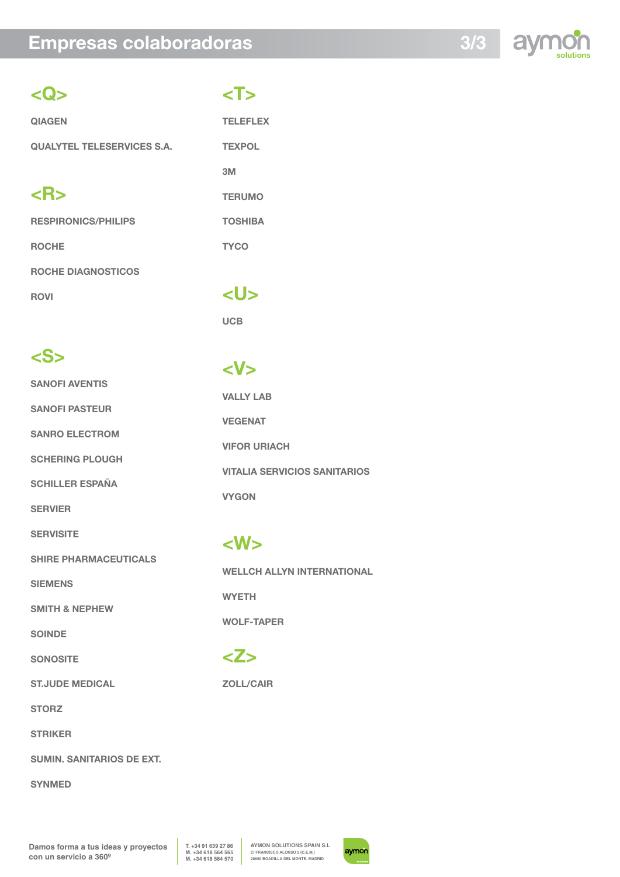# Empresas colaboradoras

## <Q>

QIAGEN

QUALYTEL TELESERVICES S.A.

## <R>

RESPIRONICS/PHILIPS

ROCHE

ROCHE DIAGNOSTICOS

ROVI

## <S>

SANOFI AVENTIS

SANOFI PASTEUR

SANRO ELECTROM

SCHERING PLOUGH

SCHILLER ESPAÑA

SERVIER

SERVISITE

SHIRE PHARMACEUTICALS

SIEMENS

SMITH & NEPHEW

SOINDE

SONOSITE

ST.JUDE MEDICAL

STORZ

STRIKER

SUMIN. SANITARIOS DE EXT.

SYNMED

## <T>

TELEFLEX

TEXPOL

3M

TERUMO

TOSHIBA

TYCO

## <U>

UCB

## <V>

VALLY LAB

VEGENAT

VIFOR URIACH

VITALIA SERVICIOS SANITARIOS

VYGON

## <W>

WELLCH ALLYN INTERNATIONAL

WYETH

WOLF-TAPER

## <Z>

ZOLL/CAIR

Damos forma a tus ideas y proyectos con un servicio a 360º

T. +34 91 639 27 86
M. +34 618 564 565
M. +34 618 564 570

AYMON SOLUTIONS SPAIN S.L
C/ FRANCISCO ALONSO 2 (C.E.M.)
28660 BOADILLA DEL MONTE. MADRID